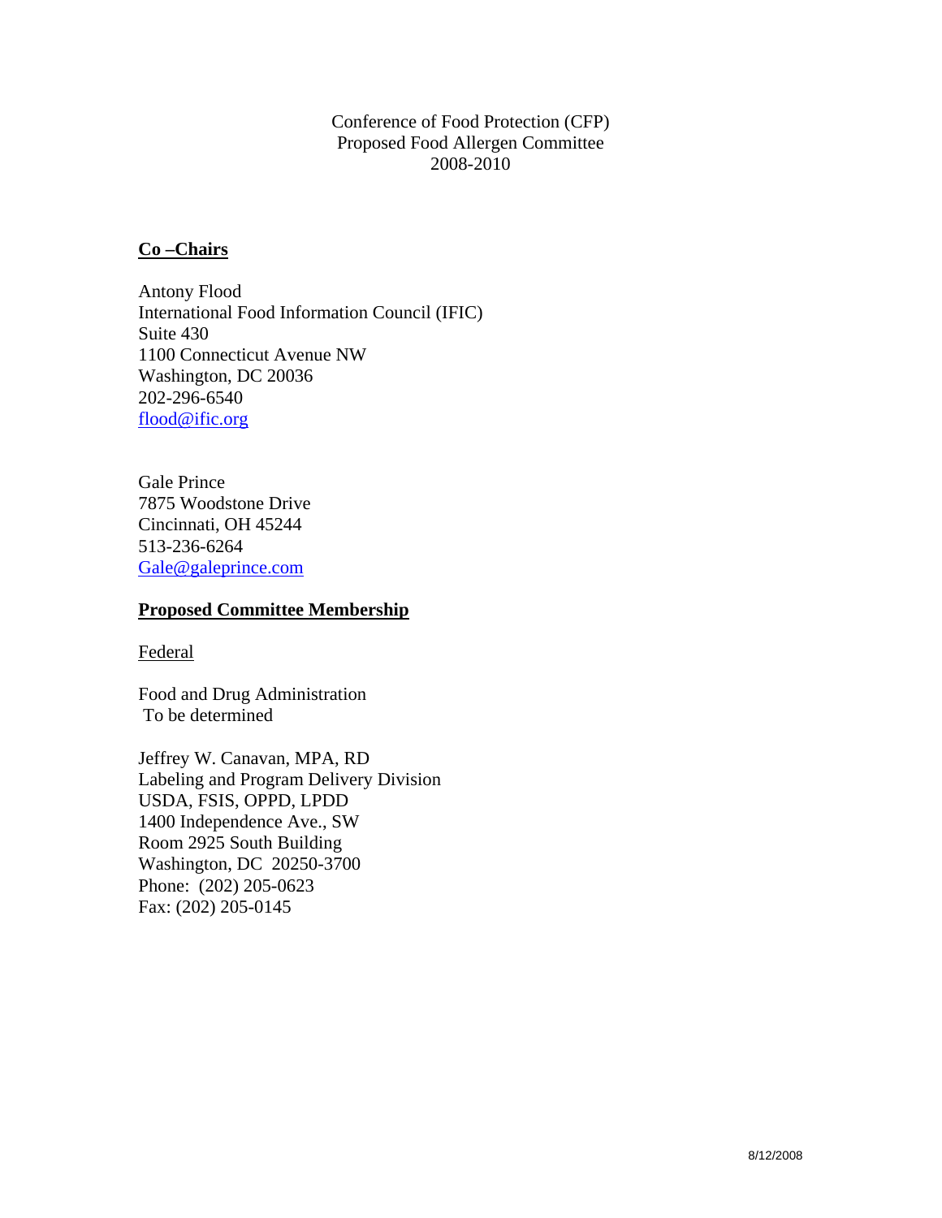Conference of Food Protection (CFP)
Proposed Food Allergen Committee
2008-2010

## Co –Chairs

Antony Flood
International Food Information Council (IFIC)
Suite 430
1100 Connecticut Avenue NW
Washington, DC 20036
202-296-6540
flood@ific.org

Gale Prince
7875 Woodstone Drive
Cincinnati, OH 45244
513-236-6264
Gale@galeprince.com

## Proposed Committee Membership

### Federal

Food and Drug Administration
To be determined

Jeffrey W. Canavan, MPA, RD
Labeling and Program Delivery Division
USDA, FSIS, OPPD, LPDD
1400 Independence Ave., SW
Room 2925 South Building
Washington, DC 20250-3700
Phone: (202) 205-0623
Fax: (202) 205-0145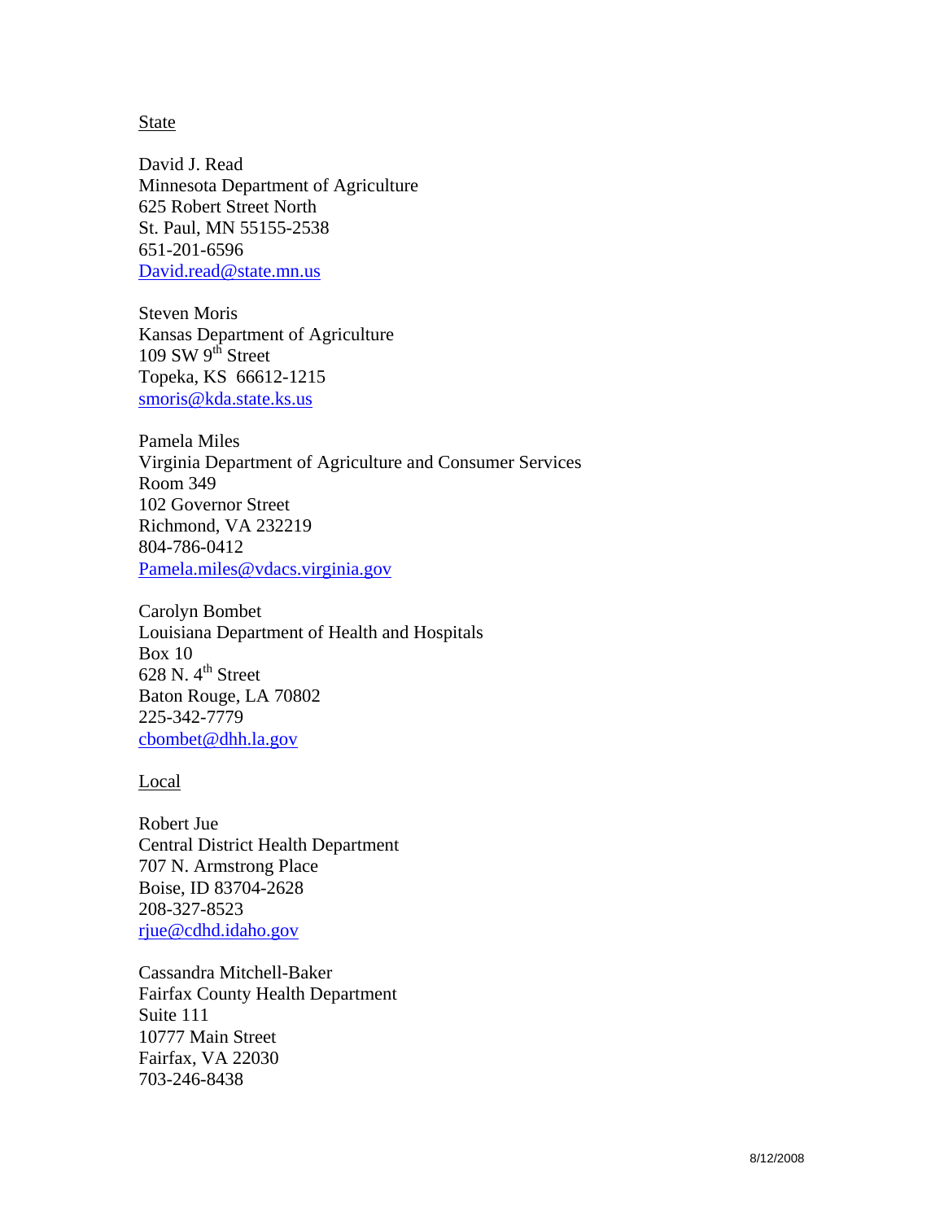State

David J. Read
Minnesota Department of Agriculture
625 Robert Street North
St. Paul, MN 55155-2538
651-201-6596
David.read@state.mn.us

Steven Moris
Kansas Department of Agriculture
109 SW 9th Street
Topeka, KS 66612-1215
smoris@kda.state.ks.us

Pamela Miles
Virginia Department of Agriculture and Consumer Services
Room 349
102 Governor Street
Richmond, VA 232219
804-786-0412
Pamela.miles@vdacs.virginia.gov

Carolyn Bombet
Louisiana Department of Health and Hospitals
Box 10
628 N. 4th Street
Baton Rouge, LA 70802
225-342-7779
cbombet@dhh.la.gov

Local

Robert Jue
Central District Health Department
707 N. Armstrong Place
Boise, ID 83704-2628
208-327-8523
rjue@cdhd.idaho.gov

Cassandra Mitchell-Baker
Fairfax County Health Department
Suite 111
10777 Main Street
Fairfax, VA 22030
703-246-8438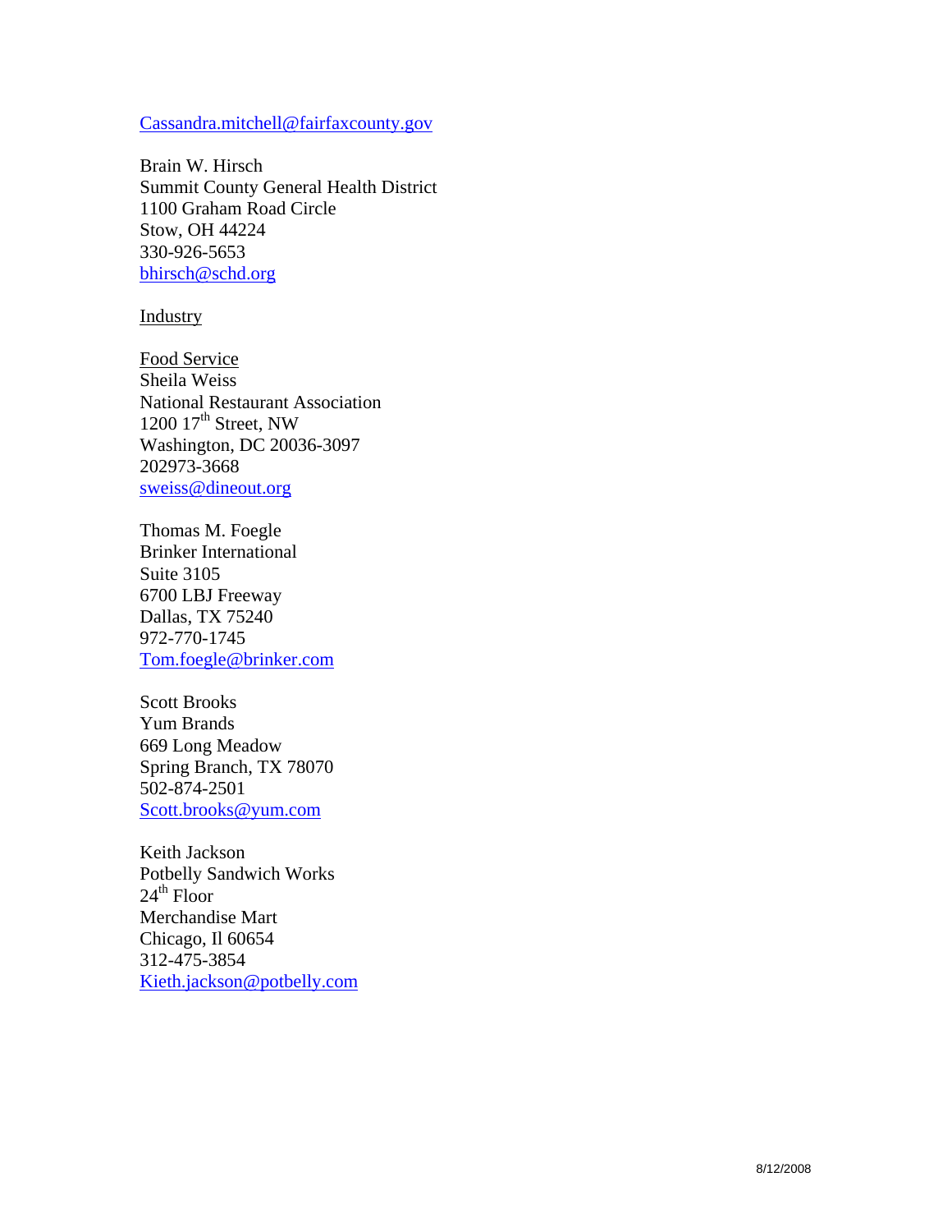Cassandra.mitchell@fairfaxcounty.gov

Brain W. Hirsch  
Summit County General Health District  
1100 Graham Road Circle  
Stow, OH 44224  
330-926-5653  
bhirsch@schd.org

Industry

Food Service  
Sheila Weiss  
National Restaurant Association  
1200 17th Street, NW  
Washington, DC 20036-3097  
202973-3668  
sweiss@dineout.org

Thomas M. Foegle  
Brinker International  
Suite 3105  
6700 LBJ Freeway  
Dallas, TX 75240  
972-770-1745  
Tom.foegle@brinker.com

Scott Brooks  
Yum Brands  
669 Long Meadow  
Spring Branch, TX 78070  
502-874-2501  
Scott.brooks@yum.com

Keith Jackson  
Potbelly Sandwich Works  
24th Floor  
Merchandise Mart  
Chicago, Il 60654  
312-475-3854  
Kieth.jackson@potbelly.com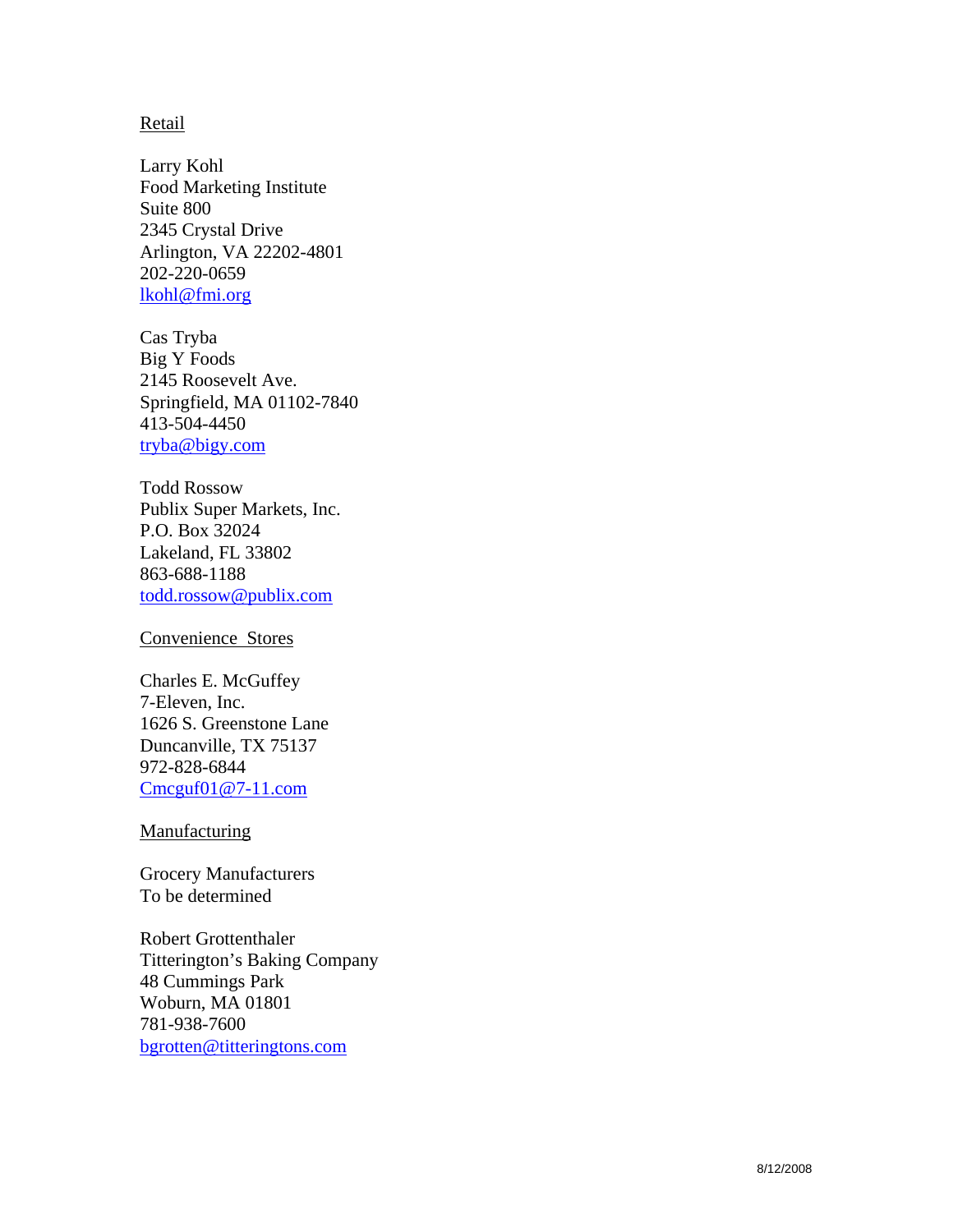Retail

Larry Kohl
Food Marketing Institute
Suite 800
2345 Crystal Drive
Arlington, VA 22202-4801
202-220-0659
lkohl@fmi.org

Cas Tryba
Big Y Foods
2145 Roosevelt Ave.
Springfield, MA 01102-7840
413-504-4450
tryba@bigy.com

Todd Rossow
Publix Super Markets, Inc.
P.O. Box 32024
Lakeland, FL 33802
863-688-1188
todd.rossow@publix.com

Convenience Stores

Charles E. McGuffey
7-Eleven, Inc.
1626 S. Greenstone Lane
Duncanville, TX 75137
972-828-6844
Cmcguf01@7-11.com

Manufacturing

Grocery Manufacturers
To be determined

Robert Grottenthaler
Titterington's Baking Company
48 Cummings Park
Woburn, MA 01801
781-938-7600
bgrotten@titteringtons.com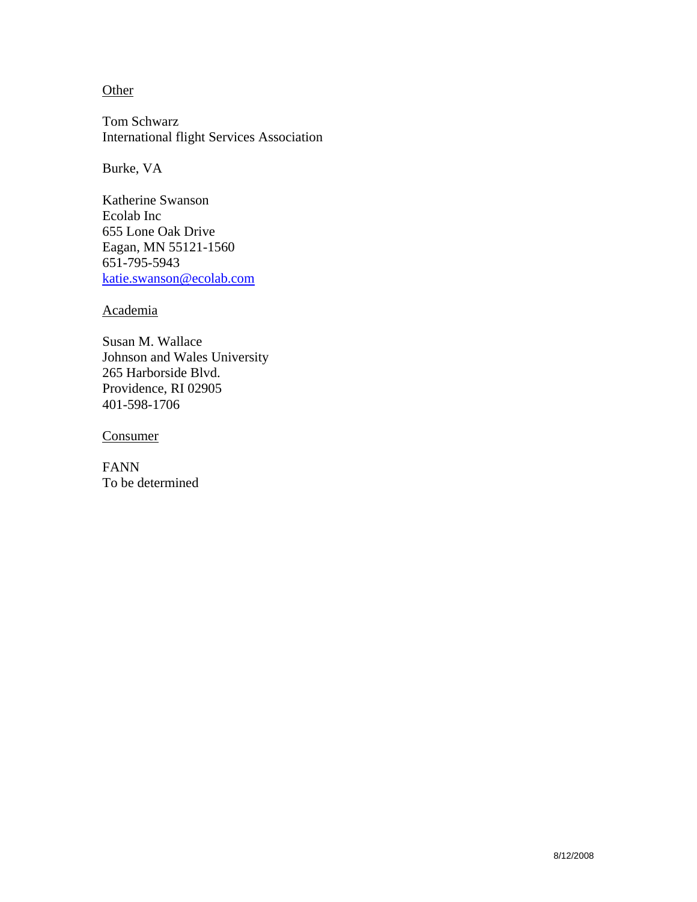Other

Tom Schwarz
International flight Services Association

Burke, VA

Katherine Swanson
Ecolab Inc
655 Lone Oak Drive
Eagan, MN 55121-1560
651-795-5943
katie.swanson@ecolab.com

Academia

Susan M. Wallace
Johnson and Wales University
265 Harborside Blvd.
Providence, RI 02905
401-598-1706

Consumer

FANN
To be determined

8/12/2008